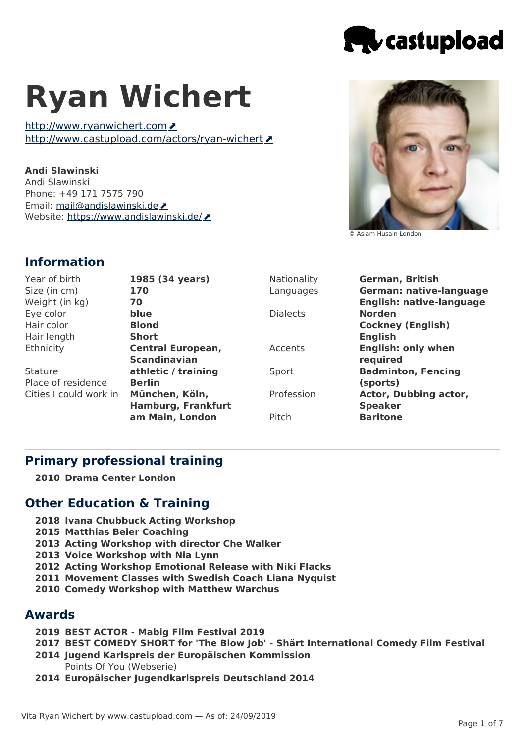# Ryan Wichert

http://www.ryanwichert.com
http://www.castupload.com/actors/ryan-wichert

**Andi Slawinski**
Andi Slawinski
Phone: +49 171 7575 790
Email: mail@andislawinski.de
Website: https://www.andislawinski.de/

© Aslam Husain London

## Information

| | |
|---|---|
| Year of birth | **1985 (34 years)** |
| Size (in cm) | **170** |
| Weight (in kg) | **70** |
| Eye color | **blue** |
| Hair color | **Blond** |
| Hair length | **Short** |
| Ethnicity | **Central European, Scandinavian** |
| Stature | **athletic / training** |
| Place of residence | **Berlin** |
| Cities I could work in | **München, Köln, Hamburg, Frankfurt am Main, London** |
| Nationality | **German, British** |
| Languages | **German: native-language**<br>**English: native-language** |
| Dialects | **Norden**<br>**Cockney (English)**<br>**English** |
| Accents | **English: only when required** |
| Sport | **Badminton, Fencing (sports)** |
| Profession | **Actor, Dubbing actor, Speaker** |
| Pitch | **Baritone** |

## Primary professional training

- **2010 Drama Center London**

## Other Education & Training

- **2018 Ivana Chubbuck Acting Workshop**
- **2015 Matthias Beier Coaching**
- **2013 Acting Workshop with director Che Walker**
- **2013 Voice Workshop with Nia Lynn**
- **2012 Acting Workshop Emotional Release with Niki Flacks**
- **2011 Movement Classes with Swedish Coach Liana Nyquist**
- **2010 Comedy Workshop with Matthew Warchus**

## Awards

- **2019 BEST ACTOR - Mabig Film Festival 2019**
- **2017 BEST COMEDY SHORT for 'The Blow Job' - Shärt International Comedy Film Festival**
- **2014 Jugend Karlspreis der Europäischen Kommission**
  Points Of You (Webserie)
- **2014 Europäischer Jugendkarlspreis Deutschland 2014**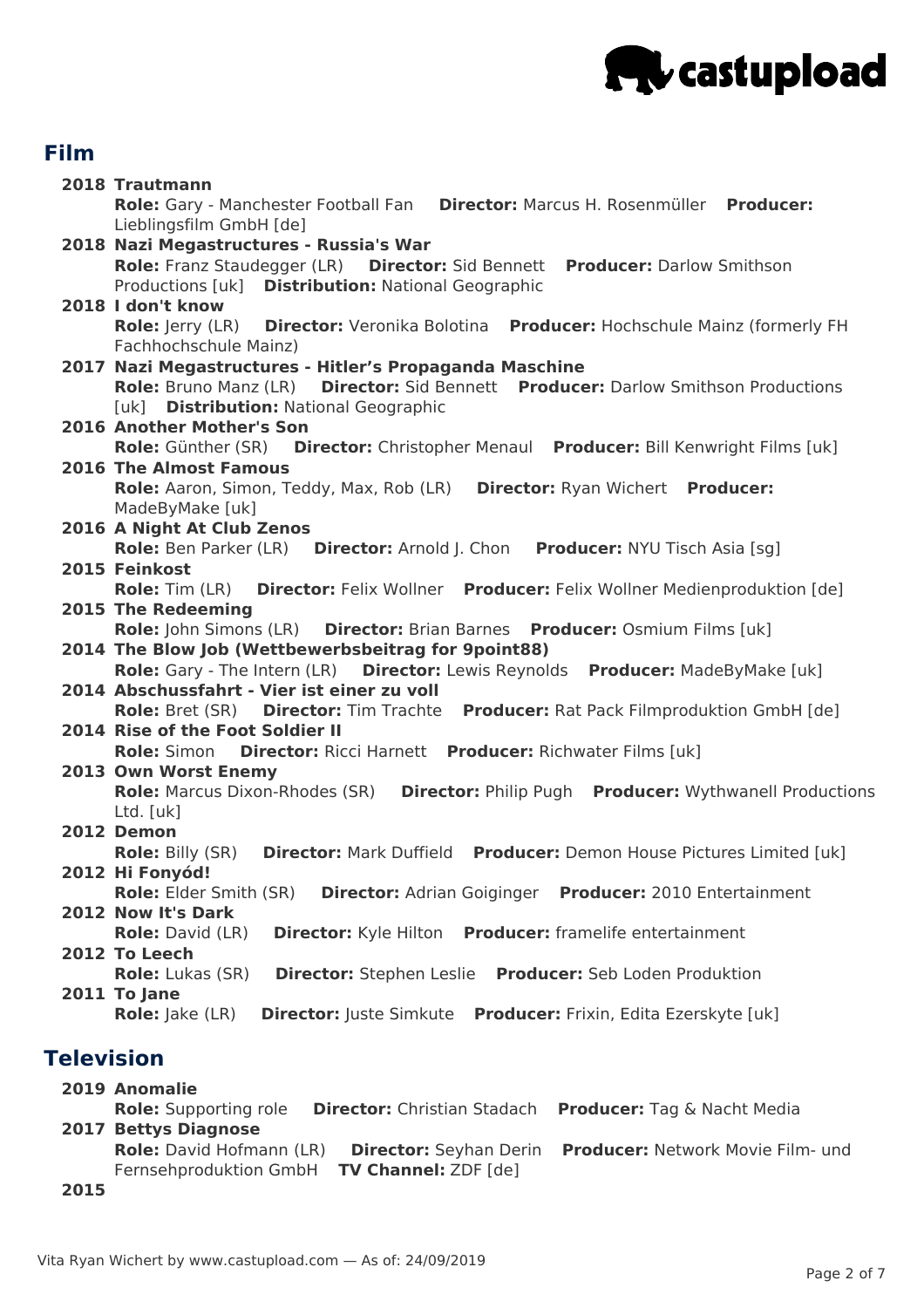## Film

**2018 Trautmann**
**Role:** Gary - Manchester Football Fan **Director:** Marcus H. Rosenmüller **Producer:** Lieblingsfilm GmbH [de]

**2018 Nazi Megastructures - Russia's War**
**Role:** Franz Staudegger (LR) **Director:** Sid Bennett **Producer:** Darlow Smithson Productions [uk] **Distribution:** National Geographic

**2018 I don't know**
**Role:** Jerry (LR) **Director:** Veronika Bolotina **Producer:** Hochschule Mainz (formerly FH Fachhochschule Mainz)

**2017 Nazi Megastructures - Hitler's Propaganda Maschine**
**Role:** Bruno Manz (LR) **Director:** Sid Bennett **Producer:** Darlow Smithson Productions [uk] **Distribution:** National Geographic

**2016 Another Mother's Son**
**Role:** Günther (SR) **Director:** Christopher Menaul **Producer:** Bill Kenwright Films [uk]

**2016 The Almost Famous**
**Role:** Aaron, Simon, Teddy, Max, Rob (LR) **Director:** Ryan Wichert **Producer:** MadeByMake [uk]

**2016 A Night At Club Zenos**
**Role:** Ben Parker (LR) **Director:** Arnold J. Chon **Producer:** NYU Tisch Asia [sg]

**2015 Feinkost**
**Role:** Tim (LR) **Director:** Felix Wollner **Producer:** Felix Wollner Medienproduktion [de]

**2015 The Redeeming**
**Role:** John Simons (LR) **Director:** Brian Barnes **Producer:** Osmium Films [uk]

**2014 The Blow Job (Wettbewerbsbeitrag for 9point88)**
**Role:** Gary - The Intern (LR) **Director:** Lewis Reynolds **Producer:** MadeByMake [uk]

**2014 Abschussfahrt - Vier ist einer zu voll**
**Role:** Bret (SR) **Director:** Tim Trachte **Producer:** Rat Pack Filmproduktion GmbH [de]

**2014 Rise of the Foot Soldier II**
**Role:** Simon **Director:** Ricci Harnett **Producer:** Richwater Films [uk]

**2013 Own Worst Enemy**
**Role:** Marcus Dixon-Rhodes (SR) **Director:** Philip Pugh **Producer:** Wythwanell Productions Ltd. [uk]

**2012 Demon**
**Role:** Billy (SR) **Director:** Mark Duffield **Producer:** Demon House Pictures Limited [uk]

**2012 Hi Fonyód!**
**Role:** Elder Smith (SR) **Director:** Adrian Goiginger **Producer:** 2010 Entertainment

**2012 Now It's Dark**
**Role:** David (LR) **Director:** Kyle Hilton **Producer:** framelife entertainment

**2012 To Leech**
**Role:** Lukas (SR) **Director:** Stephen Leslie **Producer:** Seb Loden Produktion

**2011 To Jane**
**Role:** Jake (LR) **Director:** Juste Simkute **Producer:** Frixin, Edita Ezerskyte [uk]

## Television

**2019 Anomalie**
**Role:** Supporting role **Director:** Christian Stadach **Producer:** Tag & Nacht Media

**2017 Bettys Diagnose**
**Role:** David Hofmann (LR) **Director:** Seyhan Derin **Producer:** Network Movie Film- und Fernsehproduktion GmbH **TV Channel:** ZDF [de]

**2015**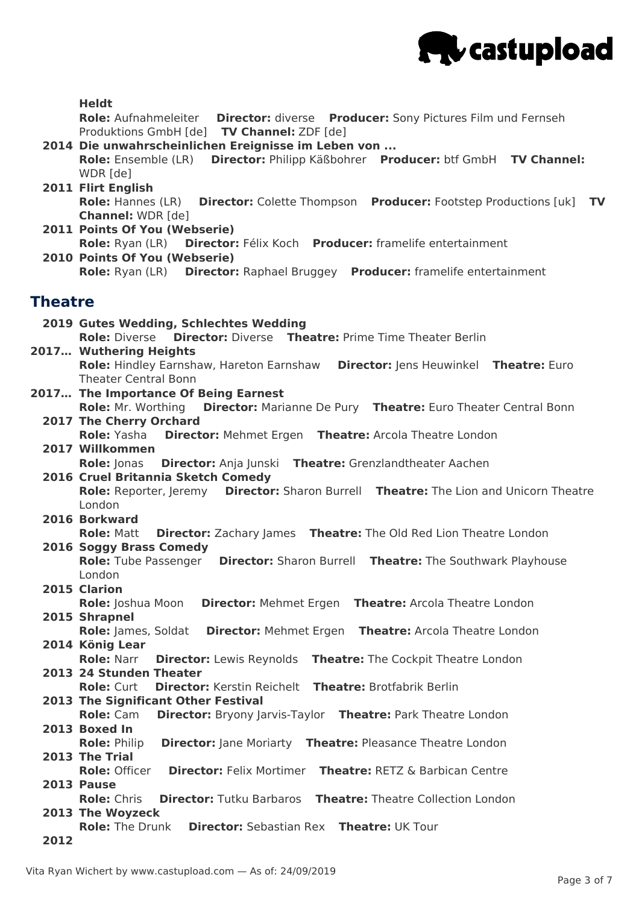**Heldt**
**Role:** Aufnahmeleiter **Director:** diverse **Producer:** Sony Pictures Film und Fernseh Produktions GmbH [de] **TV Channel:** ZDF [de]

**2014 Die unwahrscheinlichen Ereignisse im Leben von ...**
**Role:** Ensemble (LR) **Director:** Philipp Käßbohrer **Producer:** btf GmbH **TV Channel:** WDR [de]

**2011 Flirt English**
**Role:** Hannes (LR) **Director:** Colette Thompson **Producer:** Footstep Productions [uk] **TV Channel:** WDR [de]

**2011 Points Of You (Webserie)**
**Role:** Ryan (LR) **Director:** Félix Koch **Producer:** framelife entertainment

**2010 Points Of You (Webserie)**
**Role:** Ryan (LR) **Director:** Raphael Bruggey **Producer:** framelife entertainment

## Theatre

**2019 Gutes Wedding, Schlechtes Wedding**
**Role:** Diverse **Director:** Diverse **Theatre:** Prime Time Theater Berlin

**2017… Wuthering Heights**
**Role:** Hindley Earnshaw, Hareton Earnshaw **Director:** Jens Heuwinkel **Theatre:** Euro Theater Central Bonn

**2017… The Importance Of Being Earnest**
**Role:** Mr. Worthing **Director:** Marianne De Pury **Theatre:** Euro Theater Central Bonn

**2017 The Cherry Orchard**
**Role:** Yasha **Director:** Mehmet Ergen **Theatre:** Arcola Theatre London

**2017 Willkommen**
**Role:** Jonas **Director:** Anja Junski **Theatre:** Grenzlandtheater Aachen

**2016 Cruel Britannia Sketch Comedy**
**Role:** Reporter, Jeremy **Director:** Sharon Burrell **Theatre:** The Lion and Unicorn Theatre London

**2016 Borkward**
**Role:** Matt **Director:** Zachary James **Theatre:** The Old Red Lion Theatre London

**2016 Soggy Brass Comedy**
**Role:** Tube Passenger **Director:** Sharon Burrell **Theatre:** The Southwark Playhouse London

**2015 Clarion**
**Role:** Joshua Moon **Director:** Mehmet Ergen **Theatre:** Arcola Theatre London

**2015 Shrapnel**
**Role:** James, Soldat **Director:** Mehmet Ergen **Theatre:** Arcola Theatre London

**2014 König Lear**
**Role:** Narr **Director:** Lewis Reynolds **Theatre:** The Cockpit Theatre London

**2013 24 Stunden Theater**
**Role:** Curt **Director:** Kerstin Reichelt **Theatre:** Brotfabrik Berlin

**2013 The Significant Other Festival**
**Role:** Cam **Director:** Bryony Jarvis-Taylor **Theatre:** Park Theatre London

**2013 Boxed In**
**Role:** Philip **Director:** Jane Moriarty **Theatre:** Pleasance Theatre London

**2013 The Trial**
**Role:** Officer **Director:** Felix Mortimer **Theatre:** RETZ & Barbican Centre

**2013 Pause**
**Role:** Chris **Director:** Tutku Barbaros **Theatre:** Theatre Collection London

**2013 The Woyzeck**
**Role:** The Drunk **Director:** Sebastian Rex **Theatre:** UK Tour

**2012**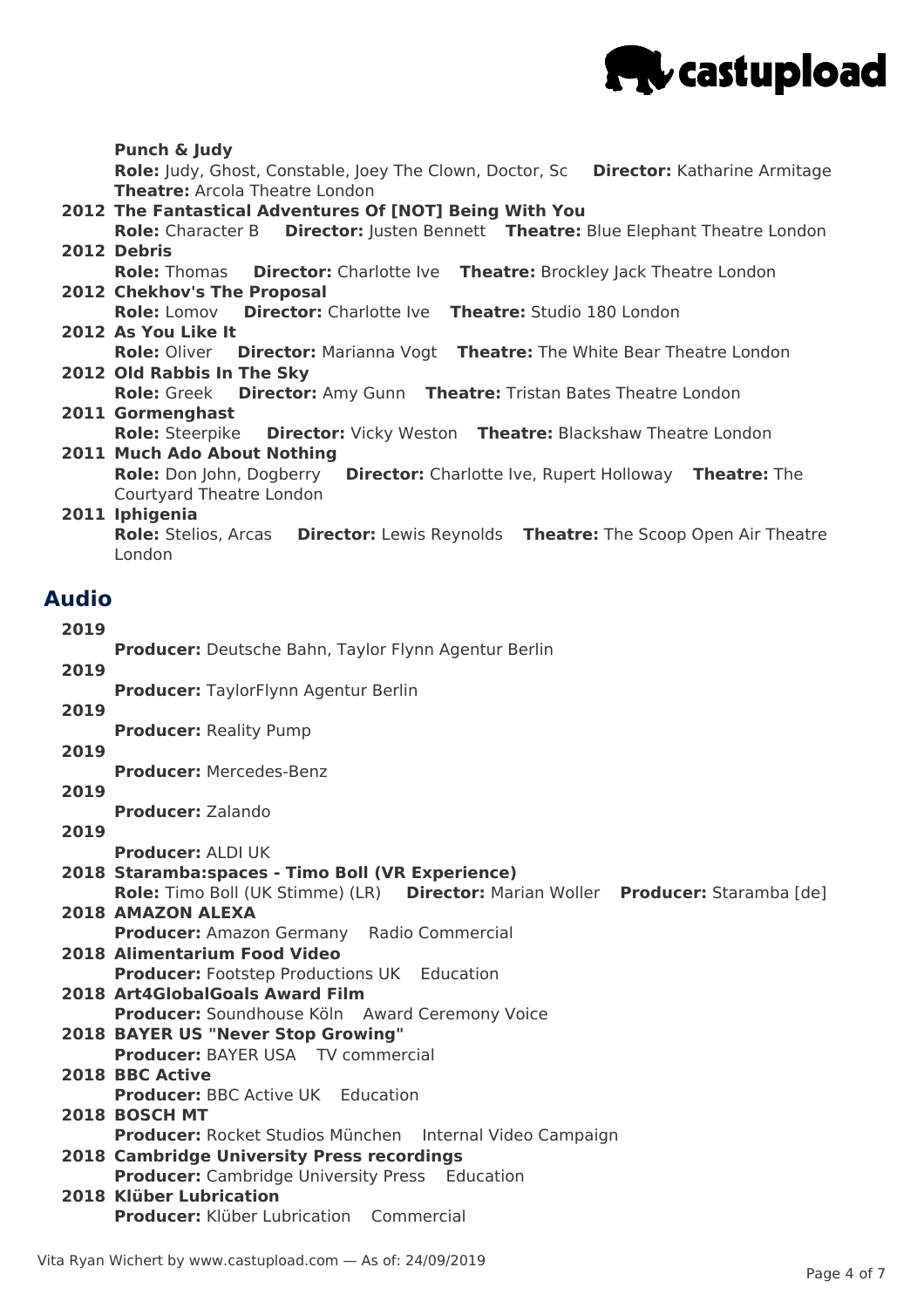**Punch & Judy**
**Role:** Judy, Ghost, Constable, Joey The Clown, Doctor, Sc **Director:** Katharine Armitage **Theatre:** Arcola Theatre London

**2012 The Fantastical Adventures Of [NOT] Being With You**
**Role:** Character B **Director:** Justen Bennett **Theatre:** Blue Elephant Theatre London

**2012 Debris**
**Role:** Thomas **Director:** Charlotte Ive **Theatre:** Brockley Jack Theatre London

**2012 Chekhov's The Proposal**
**Role:** Lomov **Director:** Charlotte Ive **Theatre:** Studio 180 London

**2012 As You Like It**
**Role:** Oliver **Director:** Marianna Vogt **Theatre:** The White Bear Theatre London

**2012 Old Rabbis In The Sky**
**Role:** Greek **Director:** Amy Gunn **Theatre:** Tristan Bates Theatre London

**2011 Gormenghast**
**Role:** Steerpike **Director:** Vicky Weston **Theatre:** Blackshaw Theatre London

**2011 Much Ado About Nothing**
**Role:** Don John, Dogberry **Director:** Charlotte Ive, Rupert Holloway **Theatre:** The Courtyard Theatre London

**2011 Iphigenia**
**Role:** Stelios, Arcas **Director:** Lewis Reynolds **Theatre:** The Scoop Open Air Theatre London

## Audio

**2019**
**Producer:** Deutsche Bahn, Taylor Flynn Agentur Berlin

**2019**
**Producer:** TaylorFlynn Agentur Berlin

**2019**
**Producer:** Reality Pump

**2019**
**Producer:** Mercedes-Benz

**2019**
**Producer:** Zalando

**2019**
**Producer:** ALDI UK

**2018 Staramba:spaces - Timo Boll (VR Experience)**
**Role:** Timo Boll (UK Stimme) (LR) **Director:** Marian Woller **Producer:** Staramba [de]

**2018 AMAZON ALEXA**
**Producer:** Amazon Germany Radio Commercial

**2018 Alimentarium Food Video**
**Producer:** Footstep Productions UK Education

**2018 Art4GlobalGoals Award Film**
**Producer:** Soundhouse Köln Award Ceremony Voice

**2018 BAYER US "Never Stop Growing"**
**Producer:** BAYER USA TV commercial

**2018 BBC Active**
**Producer:** BBC Active UK Education

**2018 BOSCH MT**
**Producer:** Rocket Studios München Internal Video Campaign

**2018 Cambridge University Press recordings**
**Producer:** Cambridge University Press Education

**2018 Klüber Lubrication**
**Producer:** Klüber Lubrication Commercial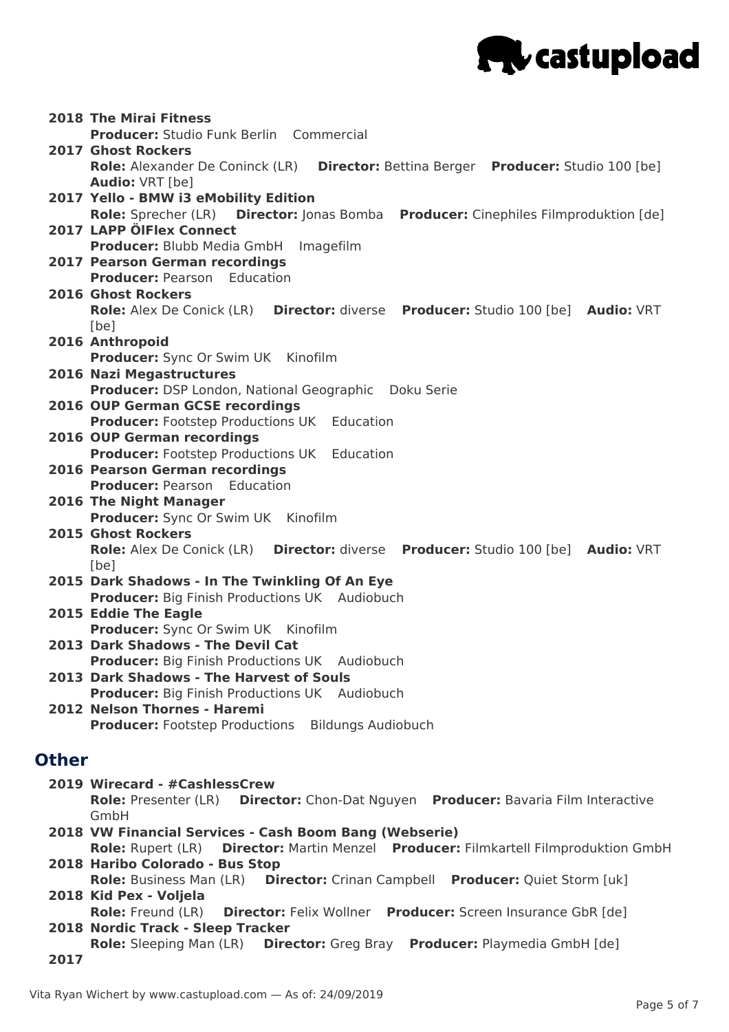**2018 The Mirai Fitness**
**Producer:** Studio Funk Berlin Commercial

**2017 Ghost Rockers**
**Role:** Alexander De Coninck (LR) **Director:** Bettina Berger **Producer:** Studio 100 [be] **Audio:** VRT [be]

**2017 Yello - BMW i3 eMobility Edition**
**Role:** Sprecher (LR) **Director:** Jonas Bomba **Producer:** Cinephiles Filmproduktion [de]

**2017 LAPP ÖlFlex Connect**
**Producer:** Blubb Media GmbH Imagefilm

**2017 Pearson German recordings**
**Producer:** Pearson Education

**2016 Ghost Rockers**
**Role:** Alex De Conick (LR) **Director:** diverse **Producer:** Studio 100 [be] **Audio:** VRT [be]

**2016 Anthropoid**
**Producer:** Sync Or Swim UK Kinofilm

**2016 Nazi Megastructures**
**Producer:** DSP London, National Geographic Doku Serie

**2016 OUP German GCSE recordings**
**Producer:** Footstep Productions UK Education

**2016 OUP German recordings**
**Producer:** Footstep Productions UK Education

**2016 Pearson German recordings**
**Producer:** Pearson Education

**2016 The Night Manager**
**Producer:** Sync Or Swim UK Kinofilm

**2015 Ghost Rockers**
**Role:** Alex De Conick (LR) **Director:** diverse **Producer:** Studio 100 [be] **Audio:** VRT [be]

**2015 Dark Shadows - In The Twinkling Of An Eye**
**Producer:** Big Finish Productions UK Audiobuch

**2015 Eddie The Eagle**
**Producer:** Sync Or Swim UK Kinofilm

**2013 Dark Shadows - The Devil Cat**
**Producer:** Big Finish Productions UK Audiobuch

**2013 Dark Shadows - The Harvest of Souls**
**Producer:** Big Finish Productions UK Audiobuch

**2012 Nelson Thornes - Haremi**
**Producer:** Footstep Productions Bildungs Audiobuch

## Other

**2019 Wirecard - #CashlessCrew**
**Role:** Presenter (LR) **Director:** Chon-Dat Nguyen **Producer:** Bavaria Film Interactive GmbH

**2018 VW Financial Services - Cash Boom Bang (Webserie)**
**Role:** Rupert (LR) **Director:** Martin Menzel **Producer:** Filmkartell Filmproduktion GmbH

**2018 Haribo Colorado - Bus Stop**
**Role:** Business Man (LR) **Director:** Crinan Campbell **Producer:** Quiet Storm [uk]

**2018 Kid Pex - Voljela**
**Role:** Freund (LR) **Director:** Felix Wollner **Producer:** Screen Insurance GbR [de]

**2018 Nordic Track - Sleep Tracker**
**Role:** Sleeping Man (LR) **Director:** Greg Bray **Producer:** Playmedia GmbH [de]

**2017**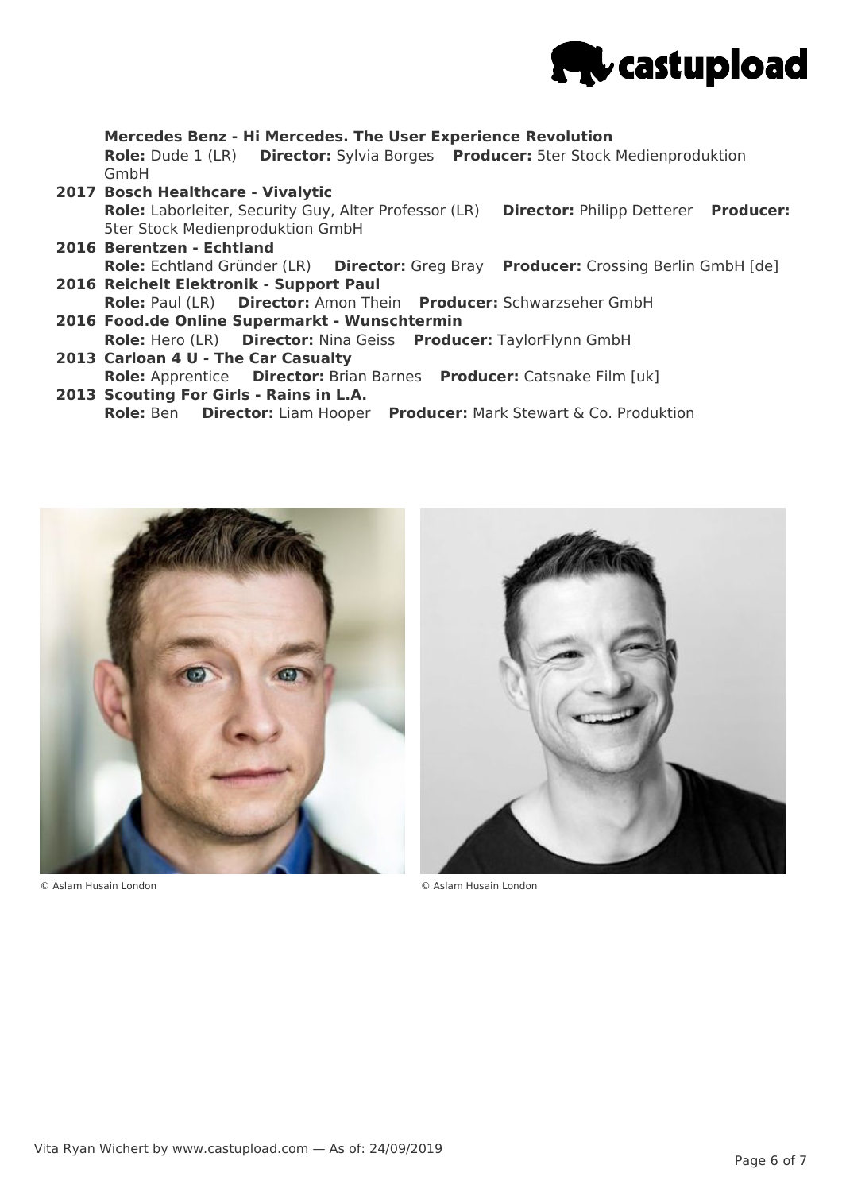**Mercedes Benz - Hi Mercedes. The User Experience Revolution**
**Role:** Dude 1 (LR) **Director:** Sylvia Borges **Producer:** 5ter Stock Medienproduktion GmbH

**2017 Bosch Healthcare - Vivalytic**
**Role:** Laborleiter, Security Guy, Alter Professor (LR) **Director:** Philipp Detterer **Producer:** 5ter Stock Medienproduktion GmbH

**2016 Berentzen - Echtland**
**Role:** Echtland Gründer (LR) **Director:** Greg Bray **Producer:** Crossing Berlin GmbH [de]

**2016 Reichelt Elektronik - Support Paul**
**Role:** Paul (LR) **Director:** Amon Thein **Producer:** Schwarzseher GmbH

**2016 Food.de Online Supermarkt - Wunschtermin**
**Role:** Hero (LR) **Director:** Nina Geiss **Producer:** TaylorFlynn GmbH

**2013 Carloan 4 U - The Car Casualty**
**Role:** Apprentice **Director:** Brian Barnes **Producer:** Catsnake Film [uk]

**2013 Scouting For Girls - Rains in L.A.**
**Role:** Ben **Director:** Liam Hooper **Producer:** Mark Stewart & Co. Produktion

© Aslam Husain London

© Aslam Husain London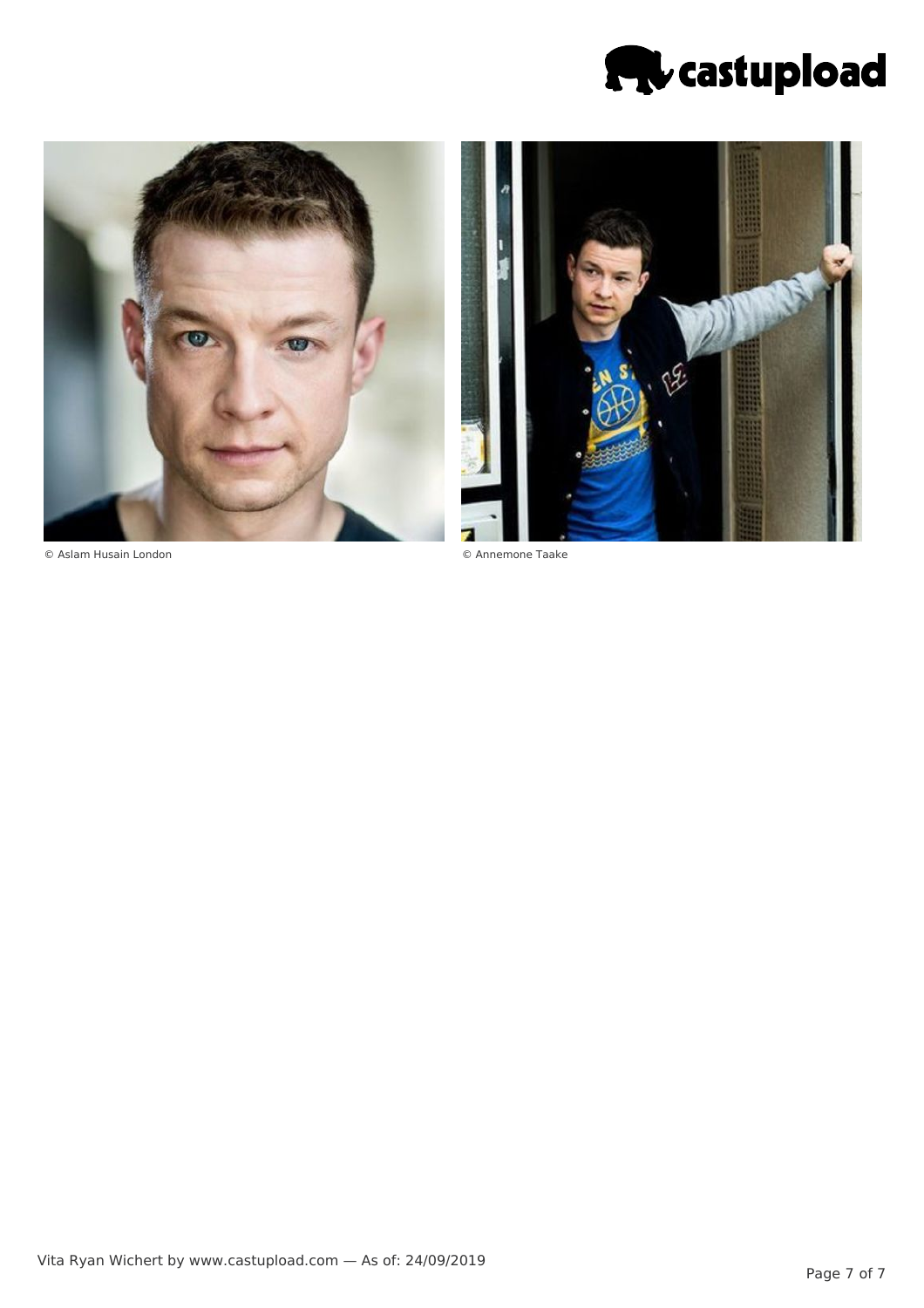© Aslam Husain London

© Annemone Taake